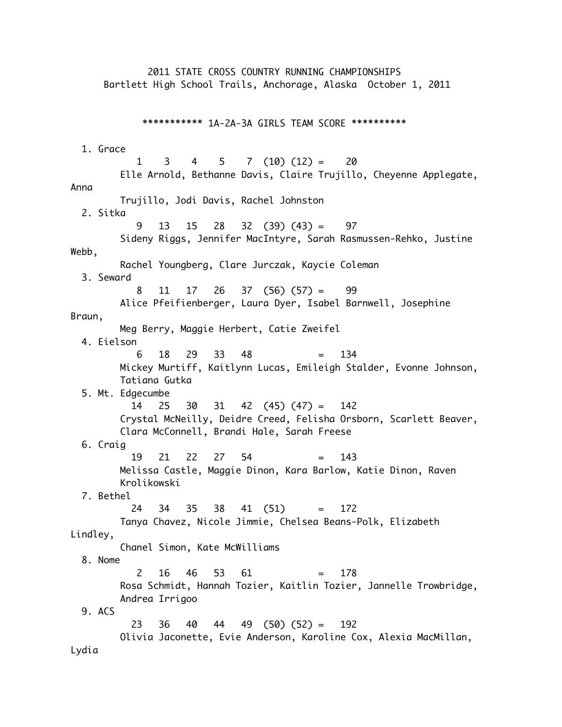# 2011 STATE CROSS COUNTRY RUNNING CHAMPIONSHIPS

Bartlett High School Trails, Anchorage, Alaska October 1, 2011

## *********** 1A-2A-3A GIRLS TEAM SCORE **********

1. Grace
   1 3 4 5 7 (10) (12) = 20
   Elle Arnold, Bethanne Davis, Claire Trujillo, Cheyenne Applegate, Anna Trujillo, Jodi Davis, Rachel Johnston
2. Sitka
   9 13 15 28 32 (39) (43) = 97
   Sideny Riggs, Jennifer MacIntyre, Sarah Rasmussen-Rehko, Justine Webb, Rachel Youngberg, Clare Jurczak, Kaycie Coleman
3. Seward
   8 11 17 26 37 (56) (57) = 99
   Alice Pfeifienberger, Laura Dyer, Isabel Barnwell, Josephine Braun, Meg Berry, Maggie Herbert, Catie Zweifel
4. Eielson
   6 18 29 33 48 = 134
   Mickey Murtiff, Kaitlynn Lucas, Emileigh Stalder, Evonne Johnson, Tatiana Gutka
5. Mt. Edgecumbe
   14 25 30 31 42 (45) (47) = 142
   Crystal McNeilly, Deidre Creed, Felisha Orsborn, Scarlett Beaver, Clara McConnell, Brandi Hale, Sarah Freese
6. Craig
   19 21 22 27 54 = 143
   Melissa Castle, Maggie Dinon, Kara Barlow, Katie Dinon, Raven Krolikowski
7. Bethel
   24 34 35 38 41 (51) = 172
   Tanya Chavez, Nicole Jimmie, Chelsea Beans-Polk, Elizabeth Lindley, Chanel Simon, Kate McWilliams
8. Nome
   2 16 46 53 61 = 178
   Rosa Schmidt, Hannah Tozier, Kaitlin Tozier, Jannelle Trowbridge, Andrea Irrigoo
9. ACS
   23 36 40 44 49 (50) (52) = 192
   Olivia Jaconette, Evie Anderson, Karoline Cox, Alexia MacMillan, Lydia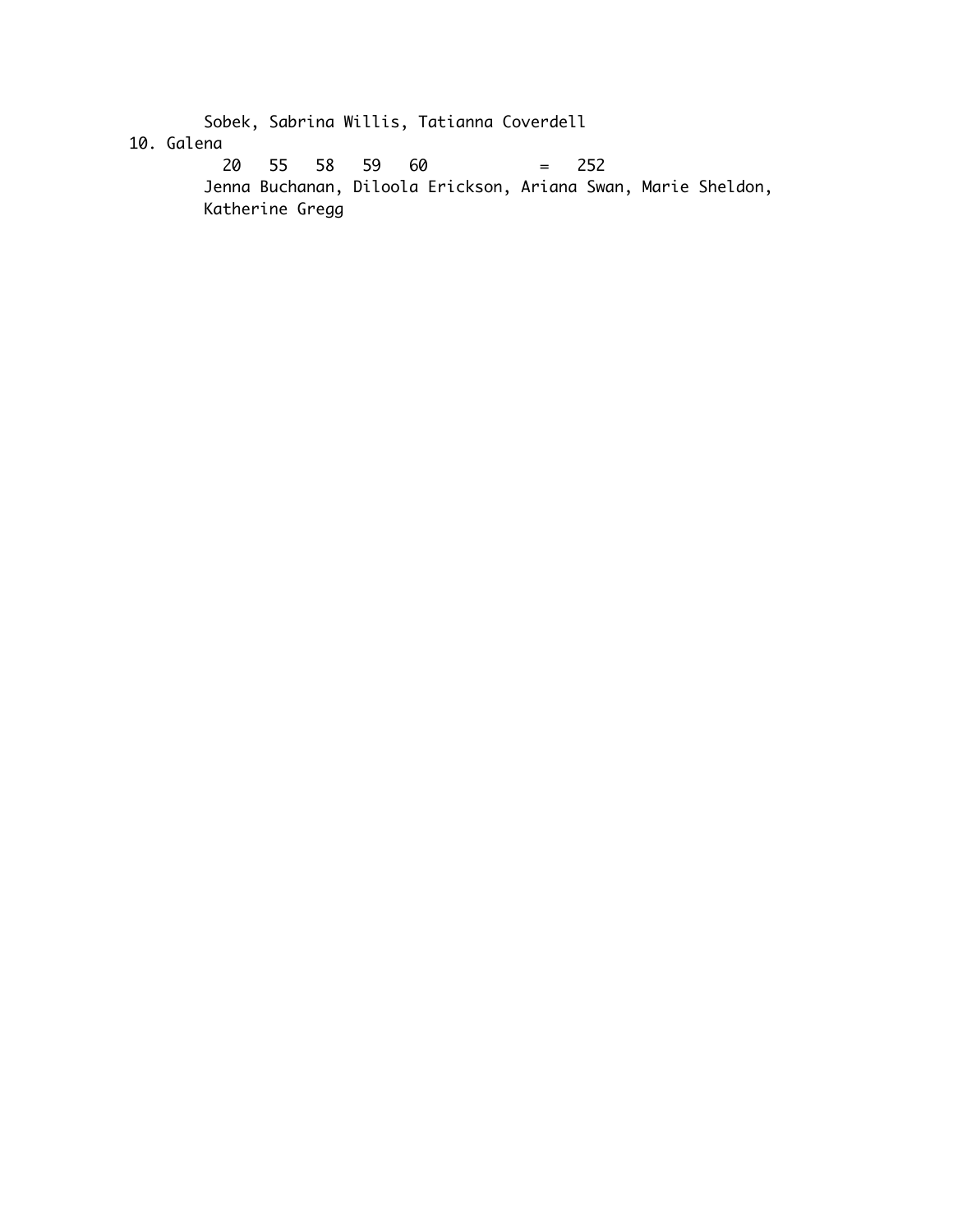Sobek, Sabrina Willis, Tatianna Coverdell

10. Galena

20 55 58 59 60 = 252

Jenna Buchanan, Diloola Erickson, Ariana Swan, Marie Sheldon, Katherine Gregg